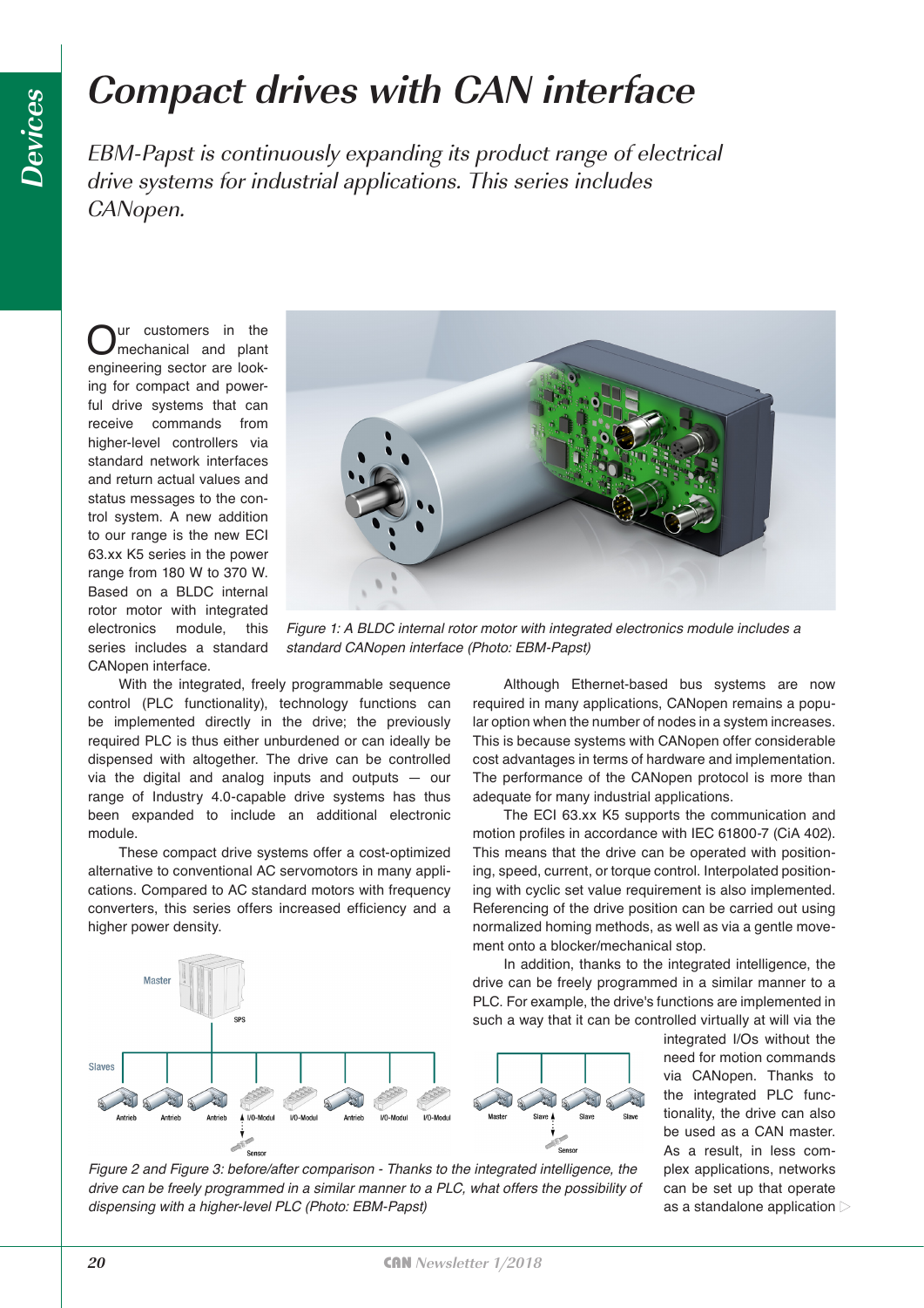# Compact drives with CAN interface

*EBM-Papst is continuously expanding its product range of electrical drive systems for industrial applications. This series includes CANopen.*

Our customers in the mechanical and plant engineering sector are looking for compact and powerful drive systems that can receive commands from higher-level controllers via standard network interfaces and return actual values and status messages to the control system. A new addition to our range is the new ECI 63.xx K5 series in the power range from 180 W to 370 W. Based on a BLDC internal rotor motor with integrated electronics module, this series includes a standard CANopen interface.

*Figure 1: A BLDC internal rotor motor with integrated electronics module includes a standard CANopen interface (Photo: EBM-Papst)*

With the integrated, freely programmable sequence control (PLC functionality), technology functions can be implemented directly in the drive; the previously required PLC is thus either unburdened or can ideally be dispensed with altogether. The drive can be controlled via the digital and analog inputs and outputs — our range of Industry 4.0-capable drive systems has thus been expanded to include an additional electronic module.

These compact drive systems offer a cost-optimized alternative to conventional AC servomotors in many applications. Compared to AC standard motors with frequency converters, this series offers increased efficiency and a higher power density.

Although Ethernet-based bus systems are now required in many applications, CANopen remains a popular option when the number of nodes in a system increases. This is because systems with CANopen offer considerable cost advantages in terms of hardware and implementation. The performance of the CANopen protocol is more than adequate for many industrial applications.

The ECI 63.xx K5 supports the communication and motion profiles in accordance with IEC 61800-7 (CiA 402). This means that the drive can be operated with positioning, speed, current, or torque control. Interpolated positioning with cyclic set value requirement is also implemented. Referencing of the drive position can be carried out using normalized homing methods, as well as via a gentle movement onto a blocker/mechanical stop.

In addition, thanks to the integrated intelligence, the drive can be freely programmed in a similar manner to a PLC. For example, the drive's functions are implemented in such a way that it can be controlled virtually at will via the integrated I/Os without the need for motion commands via CANopen. Thanks to the integrated PLC functionality, the drive can also be used as a CAN master. As a result, in less complex applications, networks can be set up that operate as a standalone application

*Figure 2 and Figure 3: before/after comparison - Thanks to the integrated intelligence, the drive can be freely programmed in a similar manner to a PLC, what offers the possibility of dispensing with a higher-level PLC (Photo: EBM-Papst)*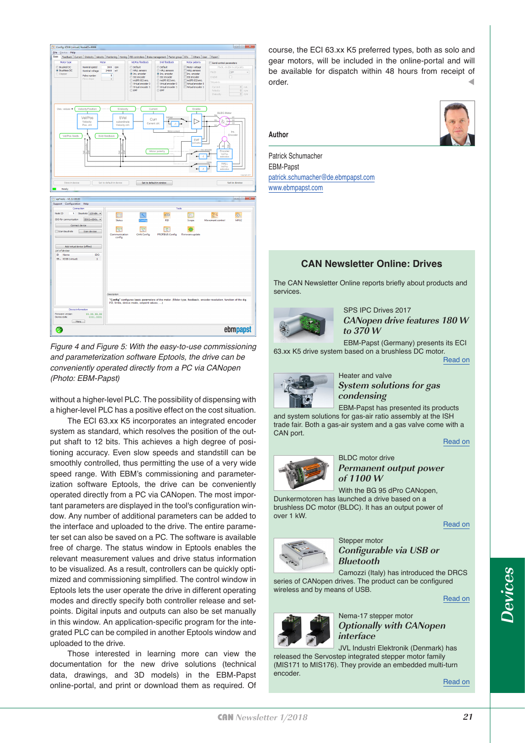*Figure 4 and Figure 5: With the easy-to-use commissioning and parameterization software Eptools, the drive can be conveniently operated directly from a PC via CANopen (Photo: EBM-Papst)*

without a higher-level PLC. The possibility of dispensing with a higher-level PLC has a positive effect on the cost situation.

The ECI 63.xx K5 incorporates an integrated encoder system as standard, which resolves the position of the output shaft to 12 bits. This achieves a high degree of positioning accuracy. Even slow speeds and standstill can be smoothly controlled, thus permitting the use of a very wide speed range. With EBM's commissioning and parameterization software Eptools, the drive can be conveniently operated directly from a PC via CANopen. The most important parameters are displayed in the tool's configuration window. Any number of additional parameters can be added to the interface and uploaded to the drive. The entire parameter set can also be saved on a PC. The software is available free of charge. The status window in Eptools enables the relevant measurement values and drive status information to be visualized. As a result, controllers can be quickly optimized and commissioning simplified. The control window in Eptools lets the user operate the drive in different operating modes and directly specify both controller release and setpoints. Digital inputs and outputs can also be set manually in this window. An application-specific program for the integrated PLC can be compiled in another Eptools window and uploaded to the drive.

Those interested in learning more can view the documentation for the new drive solutions (technical data, drawings, and 3D models) in the EBM-Papst online-portal, and print or download them as required. Of course, the ECI 63.xx K5 preferred types, both as solo and gear motors, will be included in the online-portal and will be available for dispatch within 48 hours from receipt of order.

**Author**

Patrick Schumacher
EBM-Papst
patrick.schumacher@de.ebmpapst.com
www.ebmpapst.com

## CAN Newsletter Online: Drives

The CAN Newsletter Online reports briefly about products and services.

SPS IPC Drives 2017
### *CANopen drive features 180 W to 370 W*

EBM-Papst (Germany) presents its ECI 63.xx K5 drive system based on a brushless DC motor.

Read on

Heater and valve
### *System solutions for gas condensing*

EBM-Papst has presented its products and system solutions for gas-air ratio assembly at the ISH trade fair. Both a gas-air system and a gas valve come with a CAN port.

Read on

BLDC motor drive
### *Permanent output power of 1100 W*

With the BG 95 dPro CANopen, Dunkermotoren has launched a drive based on a brushless DC motor (BLDC). It has an output power of over 1 kW.

Read on

Stepper motor
### *Configurable via USB or Bluetooth*

Camozzi (Italy) has introduced the DRCS series of CANopen drives. The product can be configured wireless and by means of USB.

Read on

Nema-17 stepper motor
### *Optionally with CANopen interface*

JVL Industri Elektronik (Denmark) has released the Servostep integrated stepper motor family (MIS171 to MIS176). They provide an embedded multi-turn encoder.

Read on